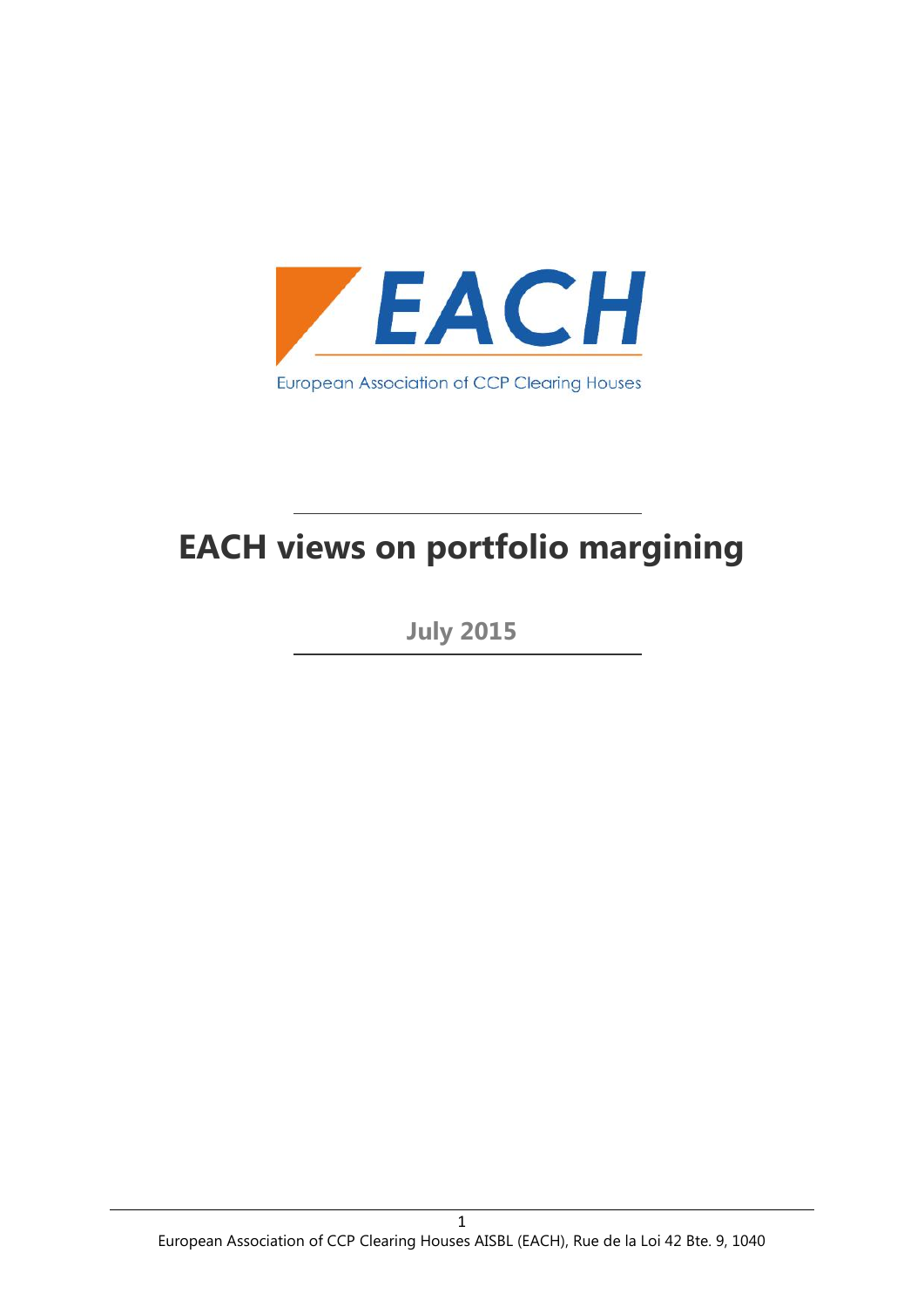EACH

European Association of CCP Clearing Houses

# EACH views on portfolio margining

**July 2015**

European Association of CCP Clearing Houses AISBL (EACH), Rue de la Loi 42 Bte. 9, 1040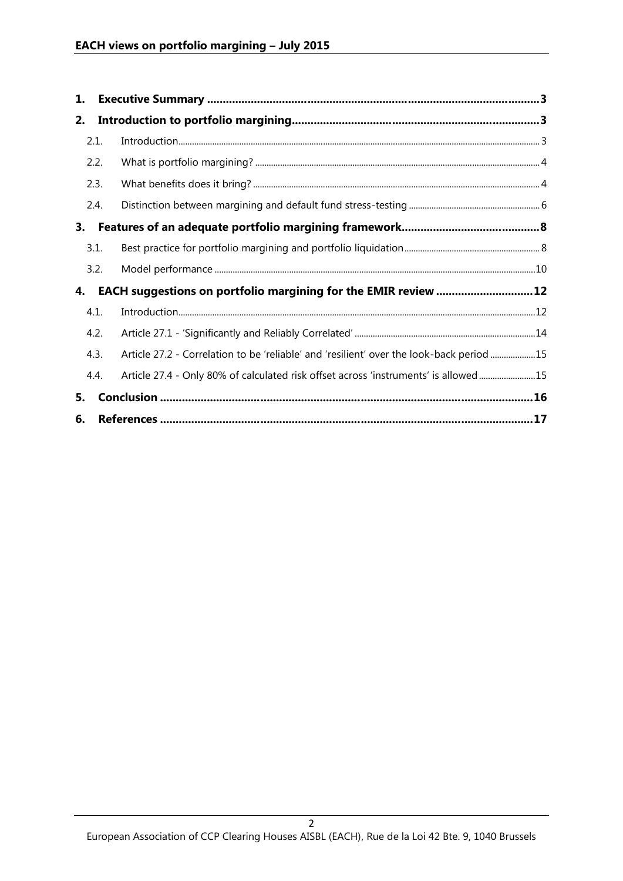1. **Executive Summary** ........................................................................................................ 3
2. **Introduction to portfolio margining** ............................................................................... 3
   - 2.1. Introduction ........................................................................................................ 3
   - 2.2. What is portfolio margining? ............................................................................... 4
   - 2.3. What benefits does it bring? ................................................................................ 4
   - 2.4. Distinction between margining and default fund stress-testing ........................... 6
3. **Features of an adequate portfolio margining framework** ............................................ 8
   - 3.1. Best practice for portfolio margining and portfolio liquidation ............................ 8
   - 3.2. Model performance ............................................................................................ 10
4. **EACH suggestions on portfolio margining for the EMIR review** ............................... 12
   - 4.1. Introduction ....................................................................................................... 12
   - 4.2. Article 27.1 - 'Significantly and Reliably Correlated' ........................................... 14
   - 4.3. Article 27.2 - Correlation to be 'reliable' and 'resilient' over the look-back period ..... 15
   - 4.4. Article 27.4 - Only 80% of calculated risk offset across 'instruments' is allowed ..... 15
5. **Conclusion** .................................................................................................................. 16
6. **References** .................................................................................................................. 17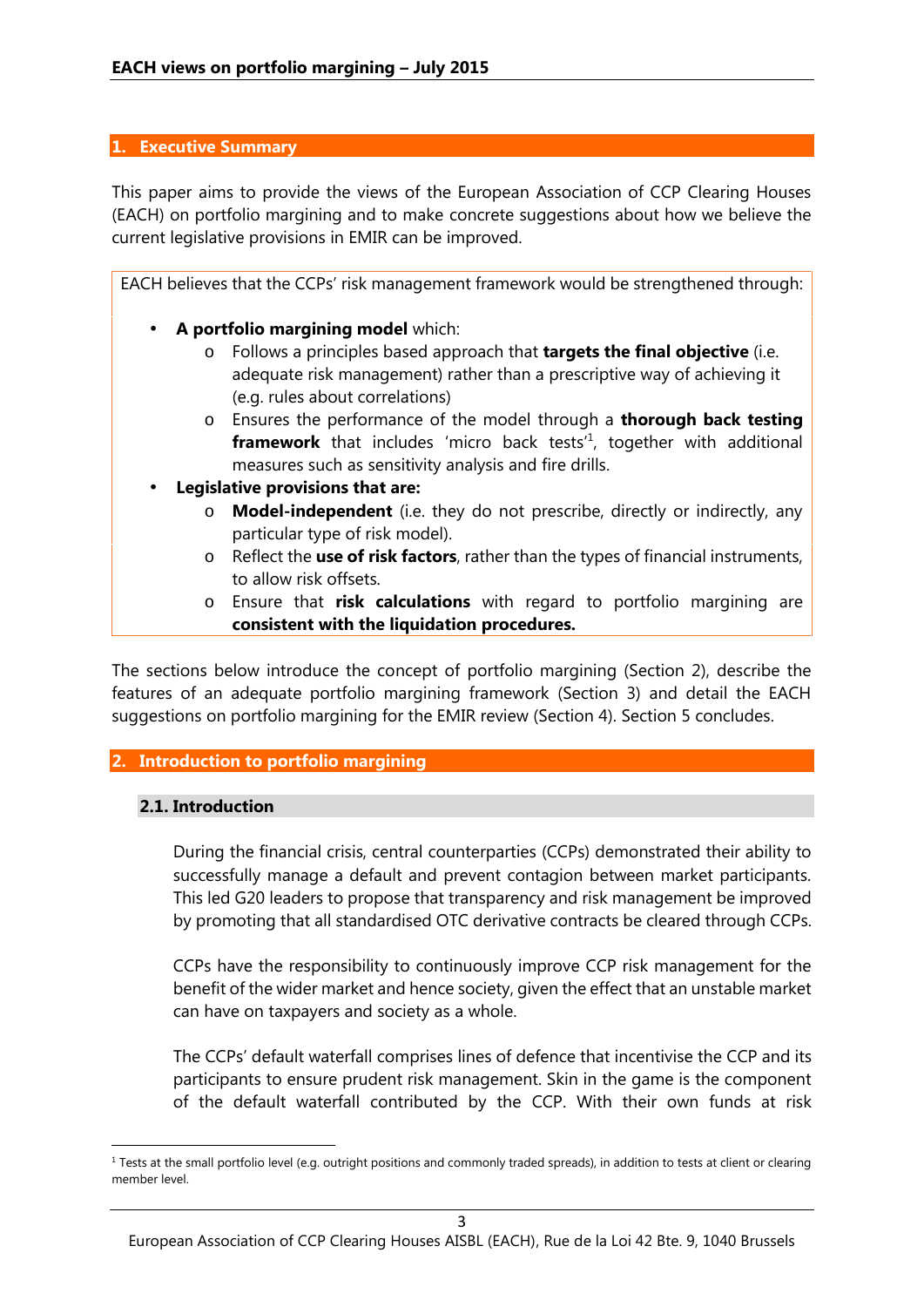## 1. Executive Summary

This paper aims to provide the views of the European Association of CCP Clearing Houses (EACH) on portfolio margining and to make concrete suggestions about how we believe the current legislative provisions in EMIR can be improved.

EACH believes that the CCPs' risk management framework would be strengthened through:

- **A portfolio margining model** which:
  - Follows a principles based approach that **targets the final objective** (i.e. adequate risk management) rather than a prescriptive way of achieving it (e.g. rules about correlations)
  - Ensures the performance of the model through a **thorough back testing framework** that includes 'micro back tests'[1], together with additional measures such as sensitivity analysis and fire drills.
- **Legislative provisions that are:**
  - **Model-independent** (i.e. they do not prescribe, directly or indirectly, any particular type of risk model).
  - Reflect the **use of risk factors**, rather than the types of financial instruments, to allow risk offsets.
  - Ensure that **risk calculations** with regard to portfolio margining are **consistent with the liquidation procedures.**

The sections below introduce the concept of portfolio margining (Section 2), describe the features of an adequate portfolio margining framework (Section 3) and detail the EACH suggestions on portfolio margining for the EMIR review (Section 4). Section 5 concludes.

## 2. Introduction to portfolio margining

### 2.1. Introduction

During the financial crisis, central counterparties (CCPs) demonstrated their ability to successfully manage a default and prevent contagion between market participants. This led G20 leaders to propose that transparency and risk management be improved by promoting that all standardised OTC derivative contracts be cleared through CCPs.

CCPs have the responsibility to continuously improve CCP risk management for the benefit of the wider market and hence society, given the effect that an unstable market can have on taxpayers and society as a whole.

The CCPs' default waterfall comprises lines of defence that incentivise the CCP and its participants to ensure prudent risk management. Skin in the game is the component of the default waterfall contributed by the CCP. With their own funds at risk

[1] Tests at the small portfolio level (e.g. outright positions and commonly traded spreads), in addition to tests at client or clearing member level.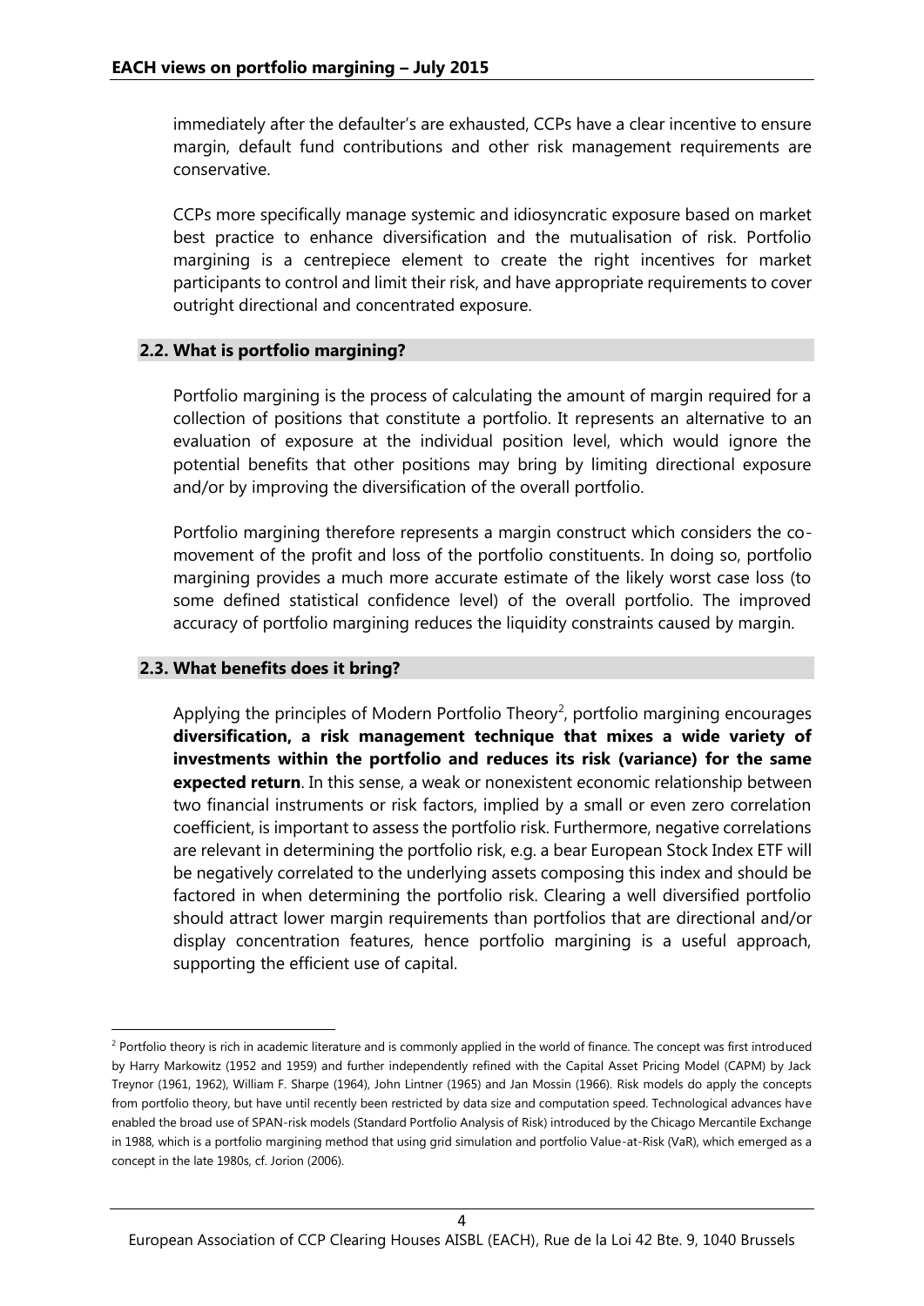immediately after the defaulter's are exhausted, CCPs have a clear incentive to ensure margin, default fund contributions and other risk management requirements are conservative.

CCPs more specifically manage systemic and idiosyncratic exposure based on market best practice to enhance diversification and the mutualisation of risk. Portfolio margining is a centrepiece element to create the right incentives for market participants to control and limit their risk, and have appropriate requirements to cover outright directional and concentrated exposure.

### 2.2. What is portfolio margining?

Portfolio margining is the process of calculating the amount of margin required for a collection of positions that constitute a portfolio. It represents an alternative to an evaluation of exposure at the individual position level, which would ignore the potential benefits that other positions may bring by limiting directional exposure and/or by improving the diversification of the overall portfolio.

Portfolio margining therefore represents a margin construct which considers the co-movement of the profit and loss of the portfolio constituents. In doing so, portfolio margining provides a much more accurate estimate of the likely worst case loss (to some defined statistical confidence level) of the overall portfolio. The improved accuracy of portfolio margining reduces the liquidity constraints caused by margin.

### 2.3. What benefits does it bring?

Applying the principles of Modern Portfolio Theory[2], portfolio margining encourages **diversification, a risk management technique that mixes a wide variety of investments within the portfolio and reduces its risk (variance) for the same expected return**. In this sense, a weak or nonexistent economic relationship between two financial instruments or risk factors, implied by a small or even zero correlation coefficient, is important to assess the portfolio risk. Furthermore, negative correlations are relevant in determining the portfolio risk, e.g. a bear European Stock Index ETF will be negatively correlated to the underlying assets composing this index and should be factored in when determining the portfolio risk. Clearing a well diversified portfolio should attract lower margin requirements than portfolios that are directional and/or display concentration features, hence portfolio margining is a useful approach, supporting the efficient use of capital.

[2] Portfolio theory is rich in academic literature and is commonly applied in the world of finance. The concept was first introduced by Harry Markowitz (1952 and 1959) and further independently refined with the Capital Asset Pricing Model (CAPM) by Jack Treynor (1961, 1962), William F. Sharpe (1964), John Lintner (1965) and Jan Mossin (1966). Risk models do apply the concepts from portfolio theory, but have until recently been restricted by data size and computation speed. Technological advances have enabled the broad use of SPAN-risk models (Standard Portfolio Analysis of Risk) introduced by the Chicago Mercantile Exchange in 1988, which is a portfolio margining method that using grid simulation and portfolio Value-at-Risk (VaR), which emerged as a concept in the late 1980s, cf. Jorion (2006).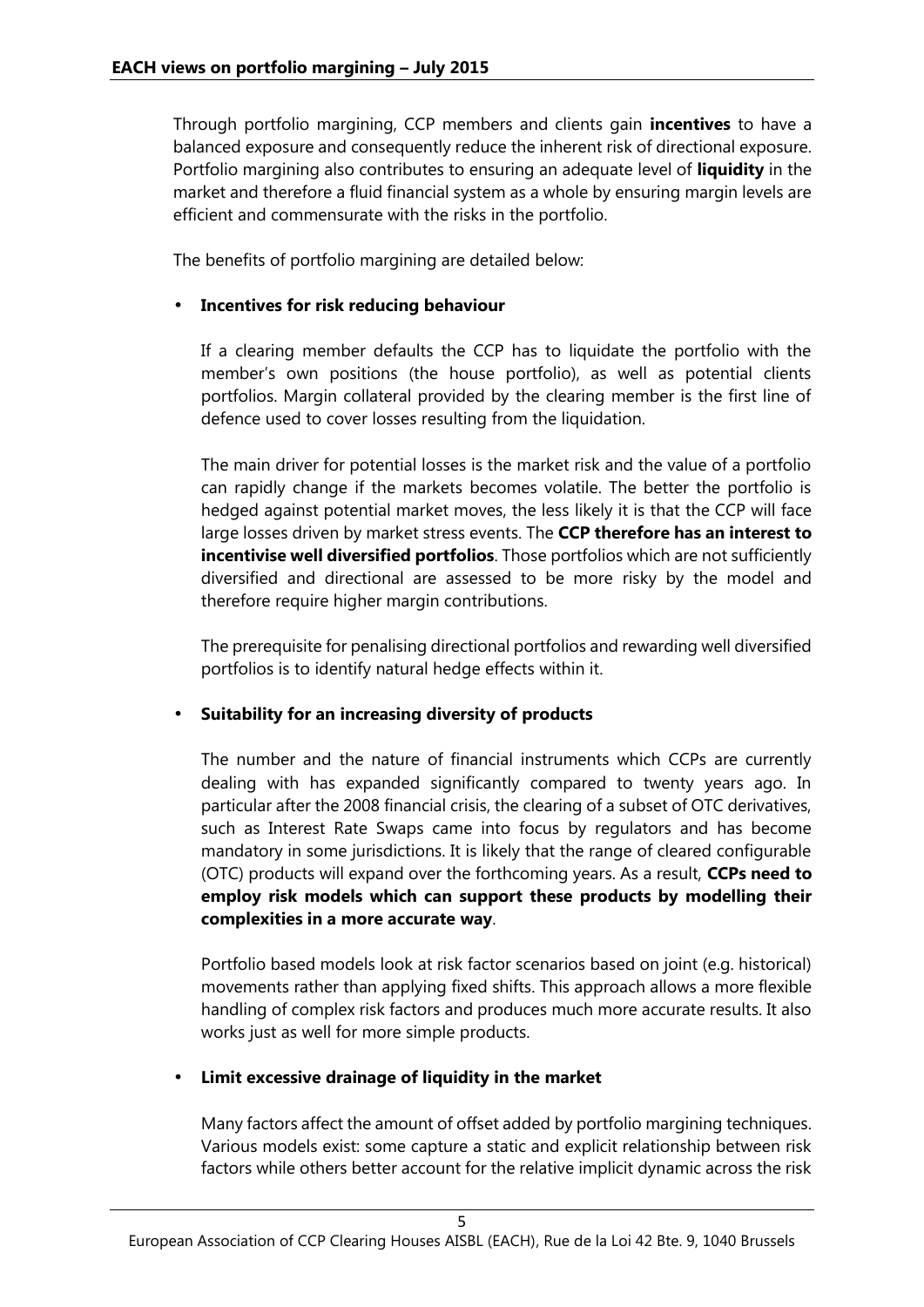Through portfolio margining, CCP members and clients gain **incentives** to have a balanced exposure and consequently reduce the inherent risk of directional exposure. Portfolio margining also contributes to ensuring an adequate level of **liquidity** in the market and therefore a fluid financial system as a whole by ensuring margin levels are efficient and commensurate with the risks in the portfolio.

The benefits of portfolio margining are detailed below:

- **Incentives for risk reducing behaviour**

  If a clearing member defaults the CCP has to liquidate the portfolio with the member's own positions (the house portfolio), as well as potential clients portfolios. Margin collateral provided by the clearing member is the first line of defence used to cover losses resulting from the liquidation.

  The main driver for potential losses is the market risk and the value of a portfolio can rapidly change if the markets becomes volatile. The better the portfolio is hedged against potential market moves, the less likely it is that the CCP will face large losses driven by market stress events. The **CCP therefore has an interest to incentivise well diversified portfolios**. Those portfolios which are not sufficiently diversified and directional are assessed to be more risky by the model and therefore require higher margin contributions.

  The prerequisite for penalising directional portfolios and rewarding well diversified portfolios is to identify natural hedge effects within it.

- **Suitability for an increasing diversity of products**

  The number and the nature of financial instruments which CCPs are currently dealing with has expanded significantly compared to twenty years ago. In particular after the 2008 financial crisis, the clearing of a subset of OTC derivatives, such as Interest Rate Swaps came into focus by regulators and has become mandatory in some jurisdictions. It is likely that the range of cleared configurable (OTC) products will expand over the forthcoming years. As a result, **CCPs need to employ risk models which can support these products by modelling their complexities in a more accurate way**.

  Portfolio based models look at risk factor scenarios based on joint (e.g. historical) movements rather than applying fixed shifts. This approach allows a more flexible handling of complex risk factors and produces much more accurate results. It also works just as well for more simple products.

- **Limit excessive drainage of liquidity in the market**

  Many factors affect the amount of offset added by portfolio margining techniques. Various models exist: some capture a static and explicit relationship between risk factors while others better account for the relative implicit dynamic across the risk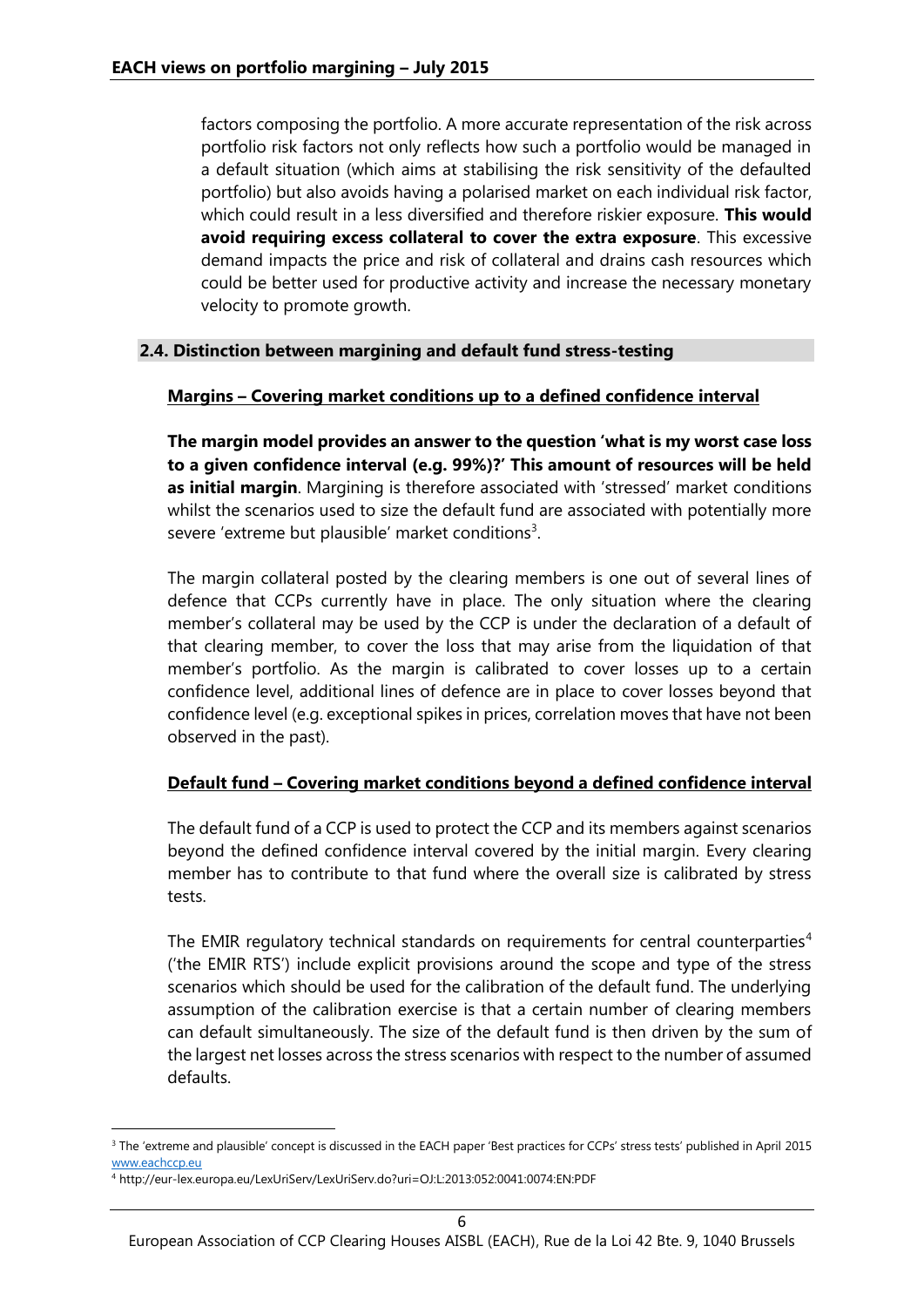factors composing the portfolio. A more accurate representation of the risk across portfolio risk factors not only reflects how such a portfolio would be managed in a default situation (which aims at stabilising the risk sensitivity of the defaulted portfolio) but also avoids having a polarised market on each individual risk factor, which could result in a less diversified and therefore riskier exposure. **This would avoid requiring excess collateral to cover the extra exposure**. This excessive demand impacts the price and risk of collateral and drains cash resources which could be better used for productive activity and increase the necessary monetary velocity to promote growth.

### 2.4. Distinction between margining and default fund stress-testing

**Margins – Covering market conditions up to a defined confidence interval**

**The margin model provides an answer to the question 'what is my worst case loss to a given confidence interval (e.g. 99%)?' This amount of resources will be held as initial margin**. Margining is therefore associated with 'stressed' market conditions whilst the scenarios used to size the default fund are associated with potentially more severe 'extreme but plausible' market conditions[3].

The margin collateral posted by the clearing members is one out of several lines of defence that CCPs currently have in place. The only situation where the clearing member's collateral may be used by the CCP is under the declaration of a default of that clearing member, to cover the loss that may arise from the liquidation of that member's portfolio. As the margin is calibrated to cover losses up to a certain confidence level, additional lines of defence are in place to cover losses beyond that confidence level (e.g. exceptional spikes in prices, correlation moves that have not been observed in the past).

**Default fund – Covering market conditions beyond a defined confidence interval**

The default fund of a CCP is used to protect the CCP and its members against scenarios beyond the defined confidence interval covered by the initial margin. Every clearing member has to contribute to that fund where the overall size is calibrated by stress tests.

The EMIR regulatory technical standards on requirements for central counterparties[4] ('the EMIR RTS') include explicit provisions around the scope and type of the stress scenarios which should be used for the calibration of the default fund. The underlying assumption of the calibration exercise is that a certain number of clearing members can default simultaneously. The size of the default fund is then driven by the sum of the largest net losses across the stress scenarios with respect to the number of assumed defaults.

---

[3] The 'extreme and plausible' concept is discussed in the EACH paper 'Best practices for CCPs' stress tests' published in April 2015 www.eachccp.eu

[4] http://eur-lex.europa.eu/LexUriServ/LexUriServ.do?uri=OJ:L:2013:052:0041:0074:EN:PDF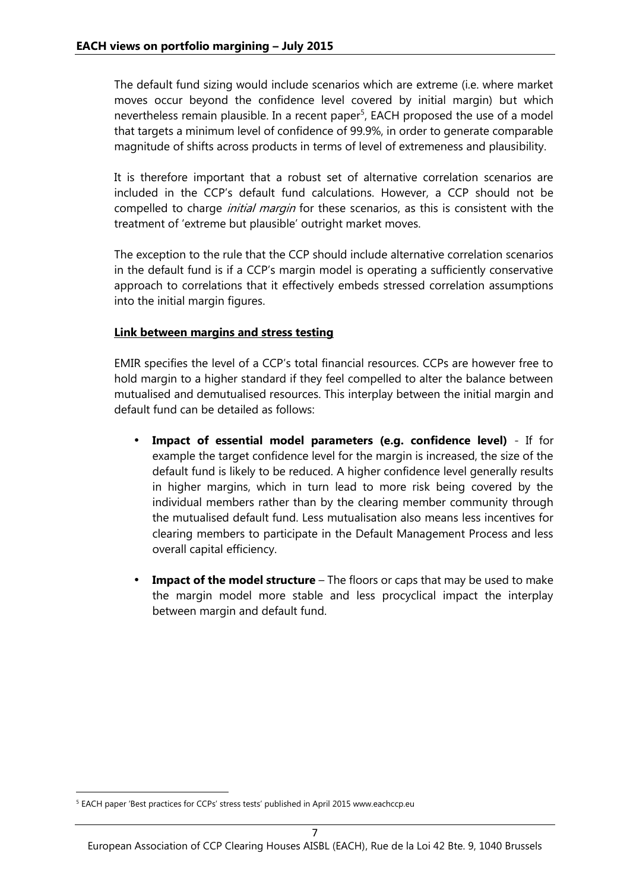The default fund sizing would include scenarios which are extreme (i.e. where market moves occur beyond the confidence level covered by initial margin) but which nevertheless remain plausible. In a recent paper[5], EACH proposed the use of a model that targets a minimum level of confidence of 99.9%, in order to generate comparable magnitude of shifts across products in terms of level of extremeness and plausibility.

It is therefore important that a robust set of alternative correlation scenarios are included in the CCP's default fund calculations. However, a CCP should not be compelled to charge *initial margin* for these scenarios, as this is consistent with the treatment of 'extreme but plausible' outright market moves.

The exception to the rule that the CCP should include alternative correlation scenarios in the default fund is if a CCP's margin model is operating a sufficiently conservative approach to correlations that it effectively embeds stressed correlation assumptions into the initial margin figures.

**Link between margins and stress testing**

EMIR specifies the level of a CCP's total financial resources. CCPs are however free to hold margin to a higher standard if they feel compelled to alter the balance between mutualised and demutualised resources. This interplay between the initial margin and default fund can be detailed as follows:

- **Impact of essential model parameters (e.g. confidence level)** - If for example the target confidence level for the margin is increased, the size of the default fund is likely to be reduced. A higher confidence level generally results in higher margins, which in turn lead to more risk being covered by the individual members rather than by the clearing member community through the mutualised default fund. Less mutualisation also means less incentives for clearing members to participate in the Default Management Process and less overall capital efficiency.
- **Impact of the model structure** – The floors or caps that may be used to make the margin model more stable and less procyclical impact the interplay between margin and default fund.

[5] EACH paper 'Best practices for CCPs' stress tests' published in April 2015 www.eachccp.eu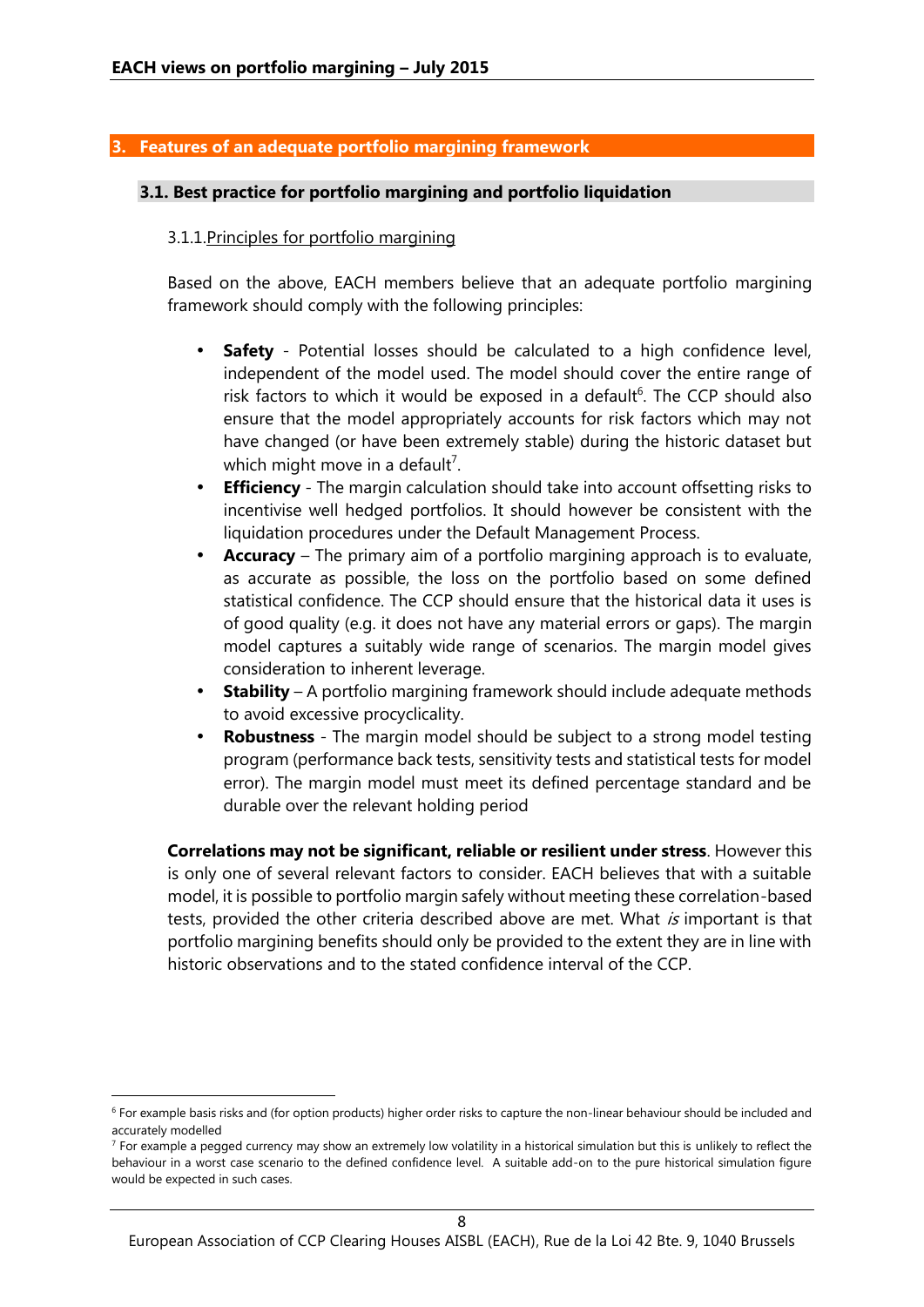## 3. Features of an adequate portfolio margining framework

### 3.1. Best practice for portfolio margining and portfolio liquidation

#### 3.1.1. Principles for portfolio margining

Based on the above, EACH members believe that an adequate portfolio margining framework should comply with the following principles:

- **Safety** - Potential losses should be calculated to a high confidence level, independent of the model used. The model should cover the entire range of risk factors to which it would be exposed in a default[6]. The CCP should also ensure that the model appropriately accounts for risk factors which may not have changed (or have been extremely stable) during the historic dataset but which might move in a default[7].
- **Efficiency** - The margin calculation should take into account offsetting risks to incentivise well hedged portfolios. It should however be consistent with the liquidation procedures under the Default Management Process.
- **Accuracy** – The primary aim of a portfolio margining approach is to evaluate, as accurate as possible, the loss on the portfolio based on some defined statistical confidence. The CCP should ensure that the historical data it uses is of good quality (e.g. it does not have any material errors or gaps). The margin model captures a suitably wide range of scenarios. The margin model gives consideration to inherent leverage.
- **Stability** – A portfolio margining framework should include adequate methods to avoid excessive procyclicality.
- **Robustness** - The margin model should be subject to a strong model testing program (performance back tests, sensitivity tests and statistical tests for model error). The margin model must meet its defined percentage standard and be durable over the relevant holding period

**Correlations may not be significant, reliable or resilient under stress**. However this is only one of several relevant factors to consider. EACH believes that with a suitable model, it is possible to portfolio margin safely without meeting these correlation-based tests, provided the other criteria described above are met. What *is* important is that portfolio margining benefits should only be provided to the extent they are in line with historic observations and to the stated confidence interval of the CCP.

---

[6] For example basis risks and (for option products) higher order risks to capture the non-linear behaviour should be included and accurately modelled

[7] For example a pegged currency may show an extremely low volatility in a historical simulation but this is unlikely to reflect the behaviour in a worst case scenario to the defined confidence level. A suitable add-on to the pure historical simulation figure would be expected in such cases.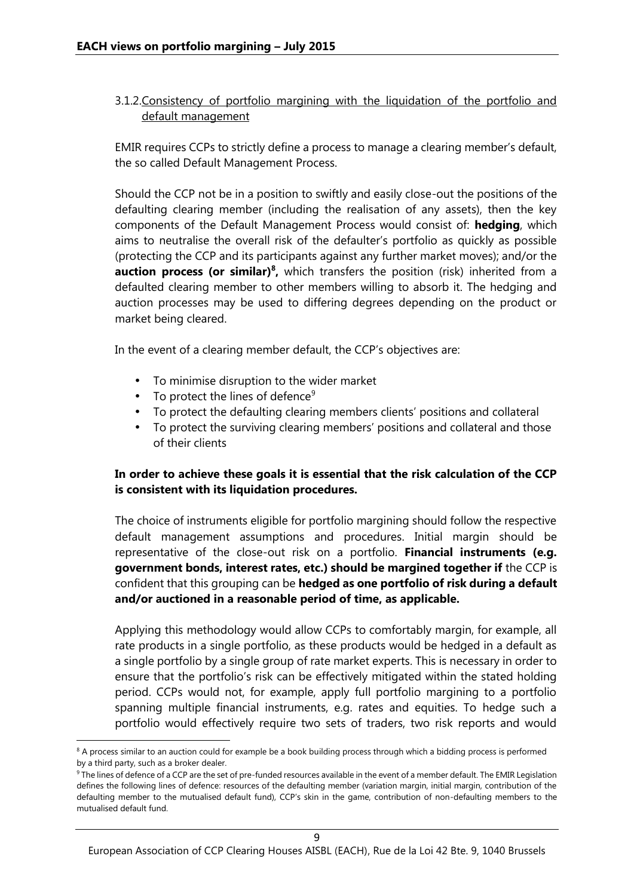#### 3.1.2. Consistency of portfolio margining with the liquidation of the portfolio and default management

EMIR requires CCPs to strictly define a process to manage a clearing member's default, the so called Default Management Process.

Should the CCP not be in a position to swiftly and easily close-out the positions of the defaulting clearing member (including the realisation of any assets), then the key components of the Default Management Process would consist of: **hedging**, which aims to neutralise the overall risk of the defaulter's portfolio as quickly as possible (protecting the CCP and its participants against any further market moves); and/or the **auction process (or similar)[8],** which transfers the position (risk) inherited from a defaulted clearing member to other members willing to absorb it. The hedging and auction processes may be used to differing degrees depending on the product or market being cleared.

In the event of a clearing member default, the CCP's objectives are:

- To minimise disruption to the wider market
- To protect the lines of defence[9]
- To protect the defaulting clearing members clients' positions and collateral
- To protect the surviving clearing members' positions and collateral and those of their clients

**In order to achieve these goals it is essential that the risk calculation of the CCP is consistent with its liquidation procedures.**

The choice of instruments eligible for portfolio margining should follow the respective default management assumptions and procedures. Initial margin should be representative of the close-out risk on a portfolio. **Financial instruments (e.g. government bonds, interest rates, etc.) should be margined together if** the CCP is confident that this grouping can be **hedged as one portfolio of risk during a default and/or auctioned in a reasonable period of time, as applicable.**

Applying this methodology would allow CCPs to comfortably margin, for example, all rate products in a single portfolio, as these products would be hedged in a default as a single portfolio by a single group of rate market experts. This is necessary in order to ensure that the portfolio's risk can be effectively mitigated within the stated holding period. CCPs would not, for example, apply full portfolio margining to a portfolio spanning multiple financial instruments, e.g. rates and equities. To hedge such a portfolio would effectively require two sets of traders, two risk reports and would

[8] A process similar to an auction could for example be a book building process through which a bidding process is performed by a third party, such as a broker dealer.

[9] The lines of defence of a CCP are the set of pre-funded resources available in the event of a member default. The EMIR Legislation defines the following lines of defence: resources of the defaulting member (variation margin, initial margin, contribution of the defaulting member to the mutualised default fund), CCP's skin in the game, contribution of non-defaulting members to the mutualised default fund.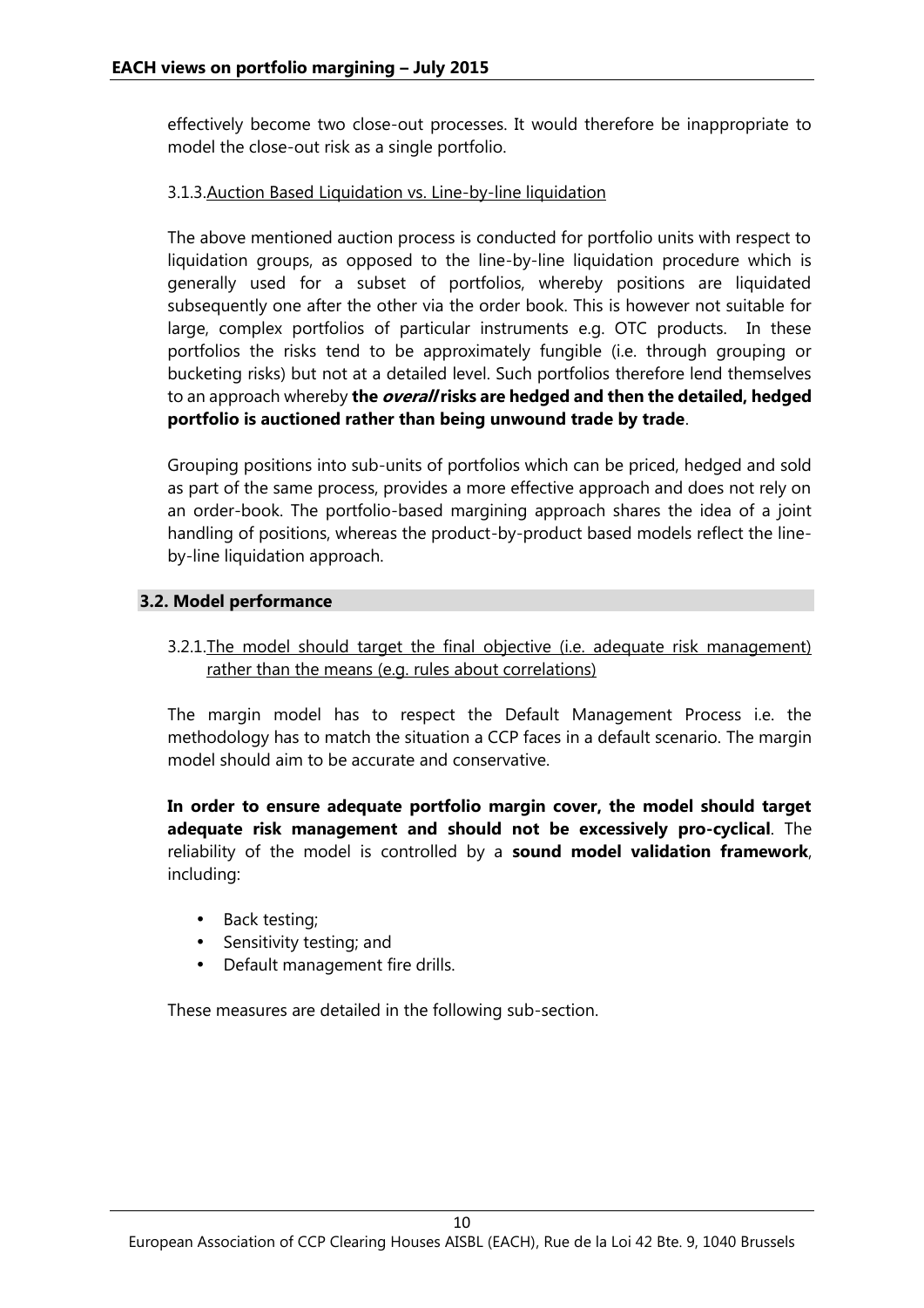effectively become two close-out processes. It would therefore be inappropriate to model the close-out risk as a single portfolio.

#### 3.1.3. Auction Based Liquidation vs. Line-by-line liquidation

The above mentioned auction process is conducted for portfolio units with respect to liquidation groups, as opposed to the line-by-line liquidation procedure which is generally used for a subset of portfolios, whereby positions are liquidated subsequently one after the other via the order book. This is however not suitable for large, complex portfolios of particular instruments e.g. OTC products. In these portfolios the risks tend to be approximately fungible (i.e. through grouping or bucketing risks) but not at a detailed level. Such portfolios therefore lend themselves to an approach whereby **the *overall* risks are hedged and then the detailed, hedged portfolio is auctioned rather than being unwound trade by trade**.

Grouping positions into sub-units of portfolios which can be priced, hedged and sold as part of the same process, provides a more effective approach and does not rely on an order-book. The portfolio-based margining approach shares the idea of a joint handling of positions, whereas the product-by-product based models reflect the line-by-line liquidation approach.

### 3.2. Model performance

#### 3.2.1. The model should target the final objective (i.e. adequate risk management) rather than the means (e.g. rules about correlations)

The margin model has to respect the Default Management Process i.e. the methodology has to match the situation a CCP faces in a default scenario. The margin model should aim to be accurate and conservative.

**In order to ensure adequate portfolio margin cover, the model should target adequate risk management and should not be excessively pro-cyclical**. The reliability of the model is controlled by a **sound model validation framework**, including:

- Back testing;
- Sensitivity testing; and
- Default management fire drills.

These measures are detailed in the following sub-section.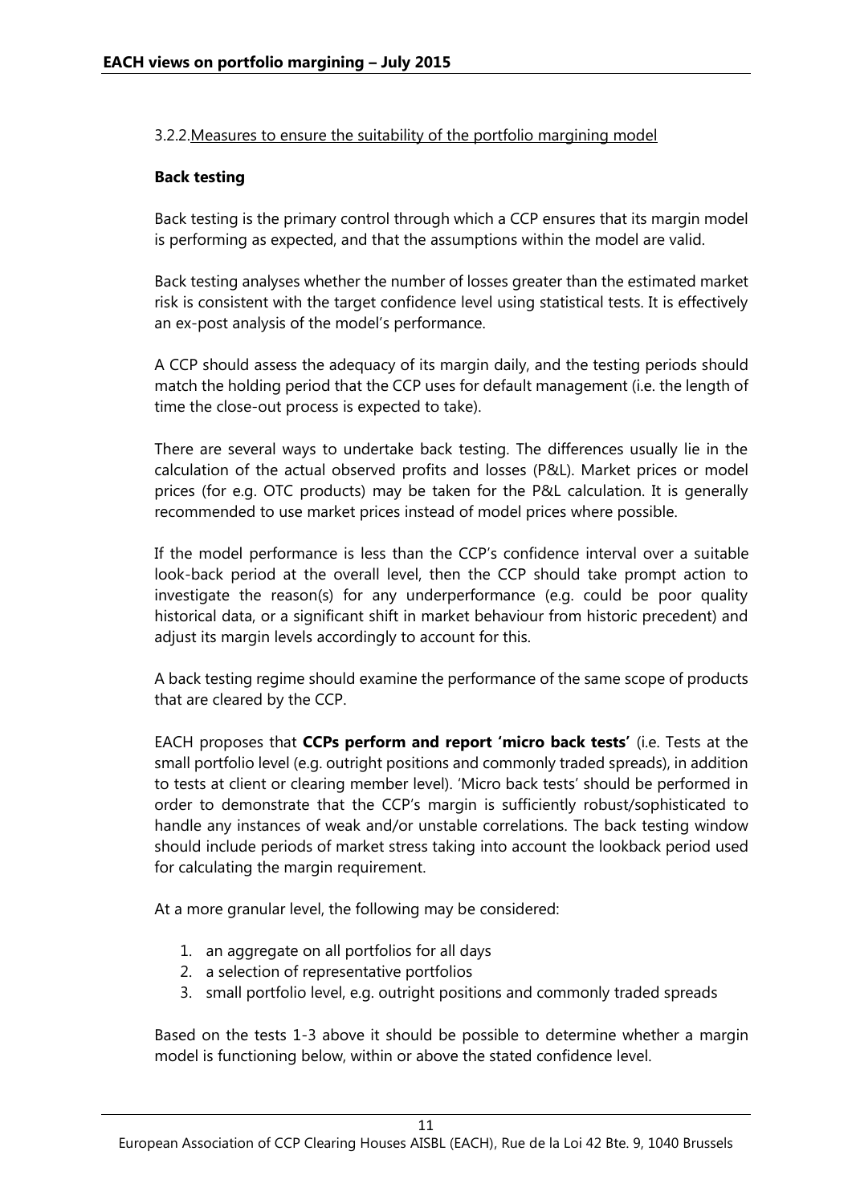#### 3.2.2. Measures to ensure the suitability of the portfolio margining model

**Back testing**

Back testing is the primary control through which a CCP ensures that its margin model is performing as expected, and that the assumptions within the model are valid.

Back testing analyses whether the number of losses greater than the estimated market risk is consistent with the target confidence level using statistical tests. It is effectively an ex-post analysis of the model's performance.

A CCP should assess the adequacy of its margin daily, and the testing periods should match the holding period that the CCP uses for default management (i.e. the length of time the close-out process is expected to take).

There are several ways to undertake back testing. The differences usually lie in the calculation of the actual observed profits and losses (P&L). Market prices or model prices (for e.g. OTC products) may be taken for the P&L calculation. It is generally recommended to use market prices instead of model prices where possible.

If the model performance is less than the CCP's confidence interval over a suitable look-back period at the overall level, then the CCP should take prompt action to investigate the reason(s) for any underperformance (e.g. could be poor quality historical data, or a significant shift in market behaviour from historic precedent) and adjust its margin levels accordingly to account for this.

A back testing regime should examine the performance of the same scope of products that are cleared by the CCP.

EACH proposes that **CCPs perform and report 'micro back tests'** (i.e. Tests at the small portfolio level (e.g. outright positions and commonly traded spreads), in addition to tests at client or clearing member level). 'Micro back tests' should be performed in order to demonstrate that the CCP's margin is sufficiently robust/sophisticated to handle any instances of weak and/or unstable correlations. The back testing window should include periods of market stress taking into account the lookback period used for calculating the margin requirement.

At a more granular level, the following may be considered:

1. an aggregate on all portfolios for all days
2. a selection of representative portfolios
3. small portfolio level, e.g. outright positions and commonly traded spreads

Based on the tests 1-3 above it should be possible to determine whether a margin model is functioning below, within or above the stated confidence level.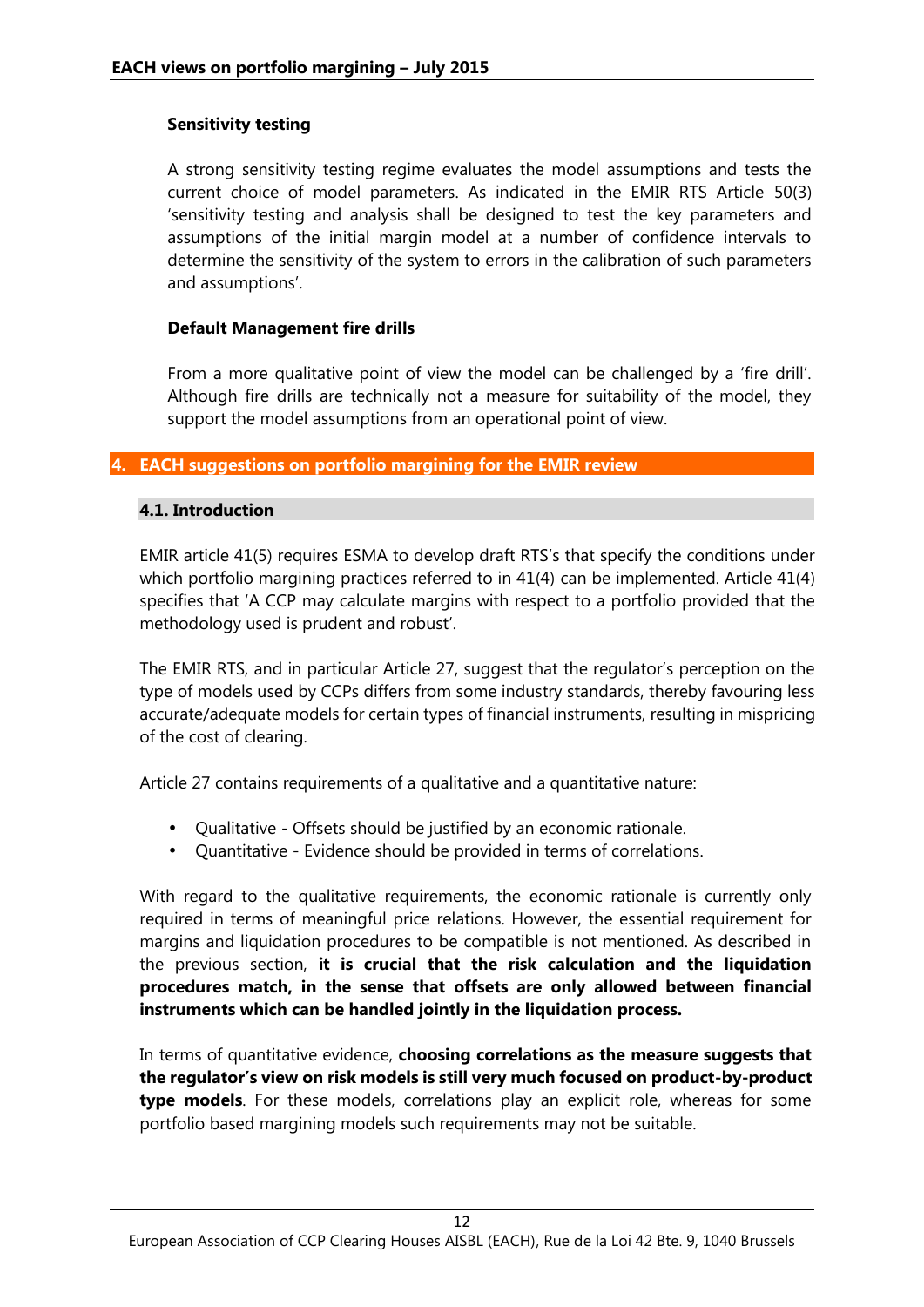**Sensitivity testing**

A strong sensitivity testing regime evaluates the model assumptions and tests the current choice of model parameters. As indicated in the EMIR RTS Article 50(3) 'sensitivity testing and analysis shall be designed to test the key parameters and assumptions of the initial margin model at a number of confidence intervals to determine the sensitivity of the system to errors in the calibration of such parameters and assumptions'.

**Default Management fire drills**

From a more qualitative point of view the model can be challenged by a 'fire drill'. Although fire drills are technically not a measure for suitability of the model, they support the model assumptions from an operational point of view.

## 4. EACH suggestions on portfolio margining for the EMIR review

### 4.1. Introduction

EMIR article 41(5) requires ESMA to develop draft RTS's that specify the conditions under which portfolio margining practices referred to in 41(4) can be implemented. Article 41(4) specifies that 'A CCP may calculate margins with respect to a portfolio provided that the methodology used is prudent and robust'.

The EMIR RTS, and in particular Article 27, suggest that the regulator's perception on the type of models used by CCPs differs from some industry standards, thereby favouring less accurate/adequate models for certain types of financial instruments, resulting in mispricing of the cost of clearing.

Article 27 contains requirements of a qualitative and a quantitative nature:

- Qualitative - Offsets should be justified by an economic rationale.
- Quantitative - Evidence should be provided in terms of correlations.

With regard to the qualitative requirements, the economic rationale is currently only required in terms of meaningful price relations. However, the essential requirement for margins and liquidation procedures to be compatible is not mentioned. As described in the previous section, **it is crucial that the risk calculation and the liquidation procedures match, in the sense that offsets are only allowed between financial instruments which can be handled jointly in the liquidation process.**

In terms of quantitative evidence, **choosing correlations as the measure suggests that the regulator's view on risk models is still very much focused on product-by-product type models**. For these models, correlations play an explicit role, whereas for some portfolio based margining models such requirements may not be suitable.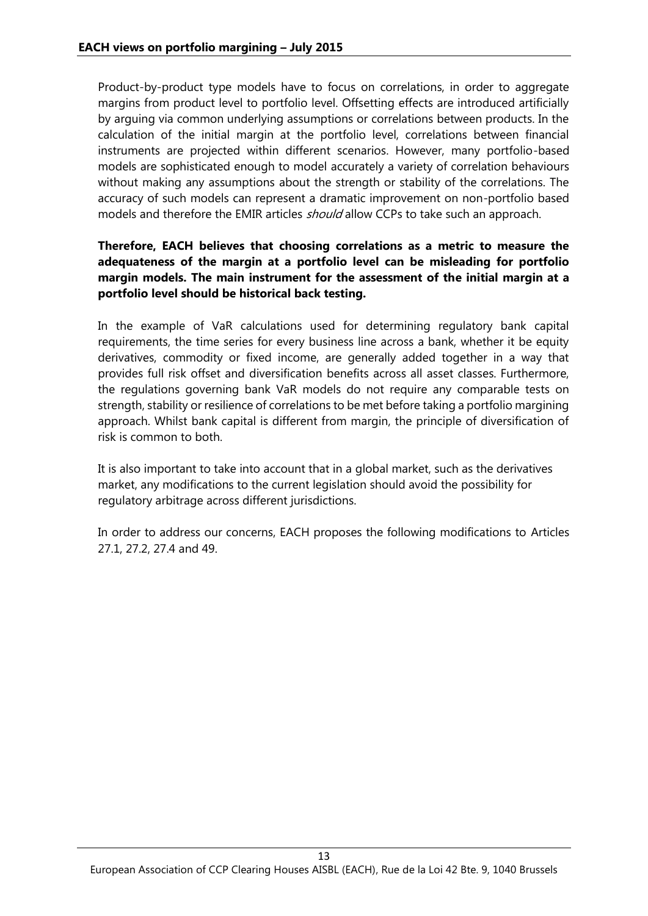Product-by-product type models have to focus on correlations, in order to aggregate margins from product level to portfolio level. Offsetting effects are introduced artificially by arguing via common underlying assumptions or correlations between products. In the calculation of the initial margin at the portfolio level, correlations between financial instruments are projected within different scenarios. However, many portfolio-based models are sophisticated enough to model accurately a variety of correlation behaviours without making any assumptions about the strength or stability of the correlations. The accuracy of such models can represent a dramatic improvement on non-portfolio based models and therefore the EMIR articles *should* allow CCPs to take such an approach.

**Therefore, EACH believes that choosing correlations as a metric to measure the adequateness of the margin at a portfolio level can be misleading for portfolio margin models. The main instrument for the assessment of the initial margin at a portfolio level should be historical back testing.**

In the example of VaR calculations used for determining regulatory bank capital requirements, the time series for every business line across a bank, whether it be equity derivatives, commodity or fixed income, are generally added together in a way that provides full risk offset and diversification benefits across all asset classes. Furthermore, the regulations governing bank VaR models do not require any comparable tests on strength, stability or resilience of correlations to be met before taking a portfolio margining approach. Whilst bank capital is different from margin, the principle of diversification of risk is common to both.

It is also important to take into account that in a global market, such as the derivatives market, any modifications to the current legislation should avoid the possibility for regulatory arbitrage across different jurisdictions.

In order to address our concerns, EACH proposes the following modifications to Articles 27.1, 27.2, 27.4 and 49.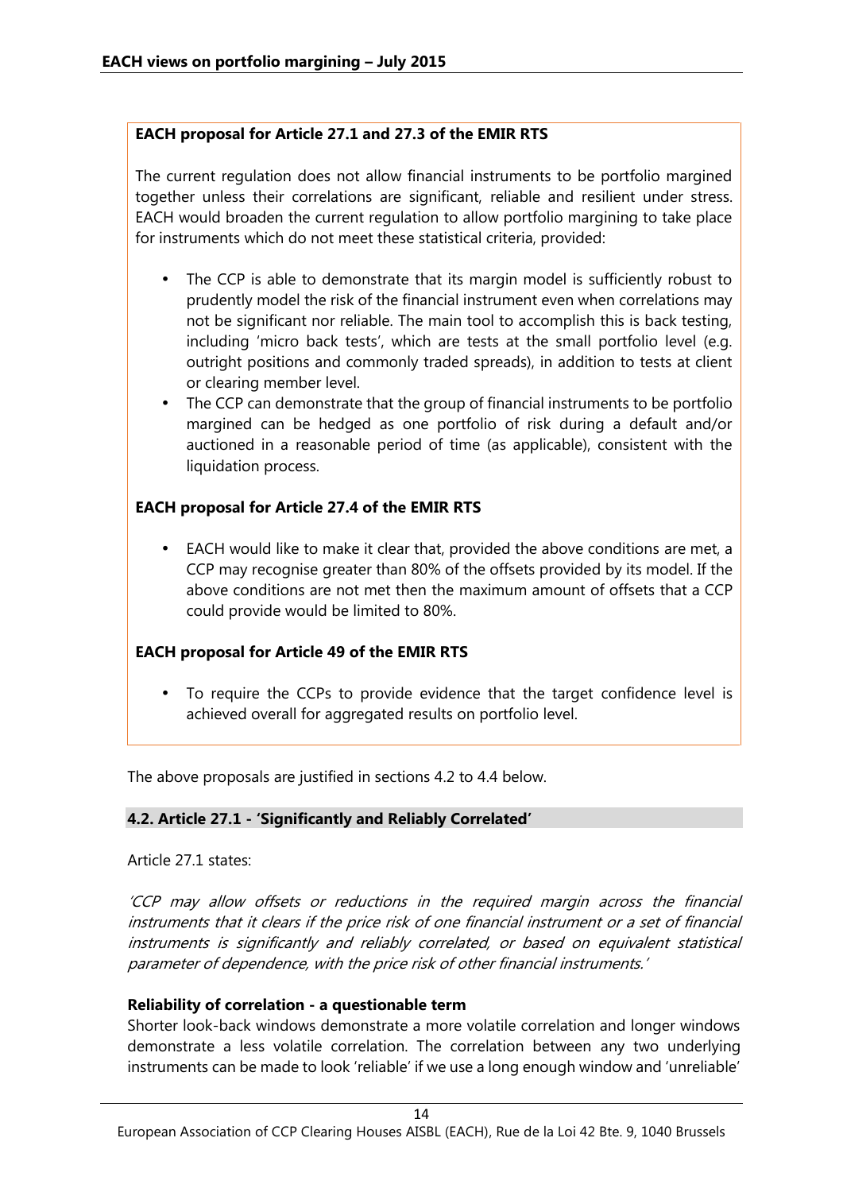**EACH proposal for Article 27.1 and 27.3 of the EMIR RTS**

The current regulation does not allow financial instruments to be portfolio margined together unless their correlations are significant, reliable and resilient under stress. EACH would broaden the current regulation to allow portfolio margining to take place for instruments which do not meet these statistical criteria, provided:

- The CCP is able to demonstrate that its margin model is sufficiently robust to prudently model the risk of the financial instrument even when correlations may not be significant nor reliable. The main tool to accomplish this is back testing, including 'micro back tests', which are tests at the small portfolio level (e.g. outright positions and commonly traded spreads), in addition to tests at client or clearing member level.
- The CCP can demonstrate that the group of financial instruments to be portfolio margined can be hedged as one portfolio of risk during a default and/or auctioned in a reasonable period of time (as applicable), consistent with the liquidation process.

**EACH proposal for Article 27.4 of the EMIR RTS**

- EACH would like to make it clear that, provided the above conditions are met, a CCP may recognise greater than 80% of the offsets provided by its model. If the above conditions are not met then the maximum amount of offsets that a CCP could provide would be limited to 80%.

**EACH proposal for Article 49 of the EMIR RTS**

- To require the CCPs to provide evidence that the target confidence level is achieved overall for aggregated results on portfolio level.

The above proposals are justified in sections 4.2 to 4.4 below.

### 4.2. Article 27.1 - 'Significantly and Reliably Correlated'

Article 27.1 states:

*'CCP may allow offsets or reductions in the required margin across the financial instruments that it clears if the price risk of one financial instrument or a set of financial instruments is significantly and reliably correlated, or based on equivalent statistical parameter of dependence, with the price risk of other financial instruments.'*

**Reliability of correlation - a questionable term**

Shorter look-back windows demonstrate a more volatile correlation and longer windows demonstrate a less volatile correlation. The correlation between any two underlying instruments can be made to look 'reliable' if we use a long enough window and 'unreliable'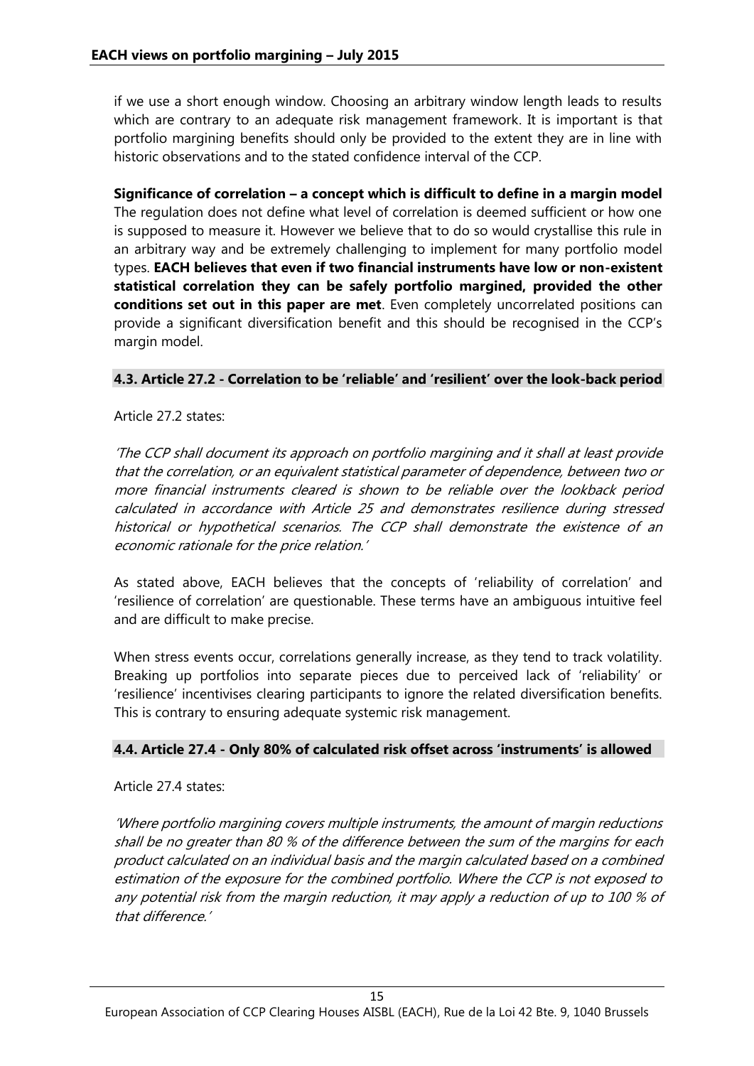if we use a short enough window. Choosing an arbitrary window length leads to results which are contrary to an adequate risk management framework. It is important is that portfolio margining benefits should only be provided to the extent they are in line with historic observations and to the stated confidence interval of the CCP.

**Significance of correlation – a concept which is difficult to define in a margin model**
The regulation does not define what level of correlation is deemed sufficient or how one is supposed to measure it. However we believe that to do so would crystallise this rule in an arbitrary way and be extremely challenging to implement for many portfolio model types. **EACH believes that even if two financial instruments have low or non-existent statistical correlation they can be safely portfolio margined, provided the other conditions set out in this paper are met**. Even completely uncorrelated positions can provide a significant diversification benefit and this should be recognised in the CCP's margin model.

### 4.3. Article 27.2 - Correlation to be 'reliable' and 'resilient' over the look-back period

Article 27.2 states:

*'The CCP shall document its approach on portfolio margining and it shall at least provide that the correlation, or an equivalent statistical parameter of dependence, between two or more financial instruments cleared is shown to be reliable over the lookback period calculated in accordance with Article 25 and demonstrates resilience during stressed historical or hypothetical scenarios. The CCP shall demonstrate the existence of an economic rationale for the price relation.'*

As stated above, EACH believes that the concepts of 'reliability of correlation' and 'resilience of correlation' are questionable. These terms have an ambiguous intuitive feel and are difficult to make precise.

When stress events occur, correlations generally increase, as they tend to track volatility. Breaking up portfolios into separate pieces due to perceived lack of 'reliability' or 'resilience' incentivises clearing participants to ignore the related diversification benefits. This is contrary to ensuring adequate systemic risk management.

### 4.4. Article 27.4 - Only 80% of calculated risk offset across 'instruments' is allowed

Article 27.4 states:

*'Where portfolio margining covers multiple instruments, the amount of margin reductions shall be no greater than 80 % of the difference between the sum of the margins for each product calculated on an individual basis and the margin calculated based on a combined estimation of the exposure for the combined portfolio. Where the CCP is not exposed to any potential risk from the margin reduction, it may apply a reduction of up to 100 % of that difference.'*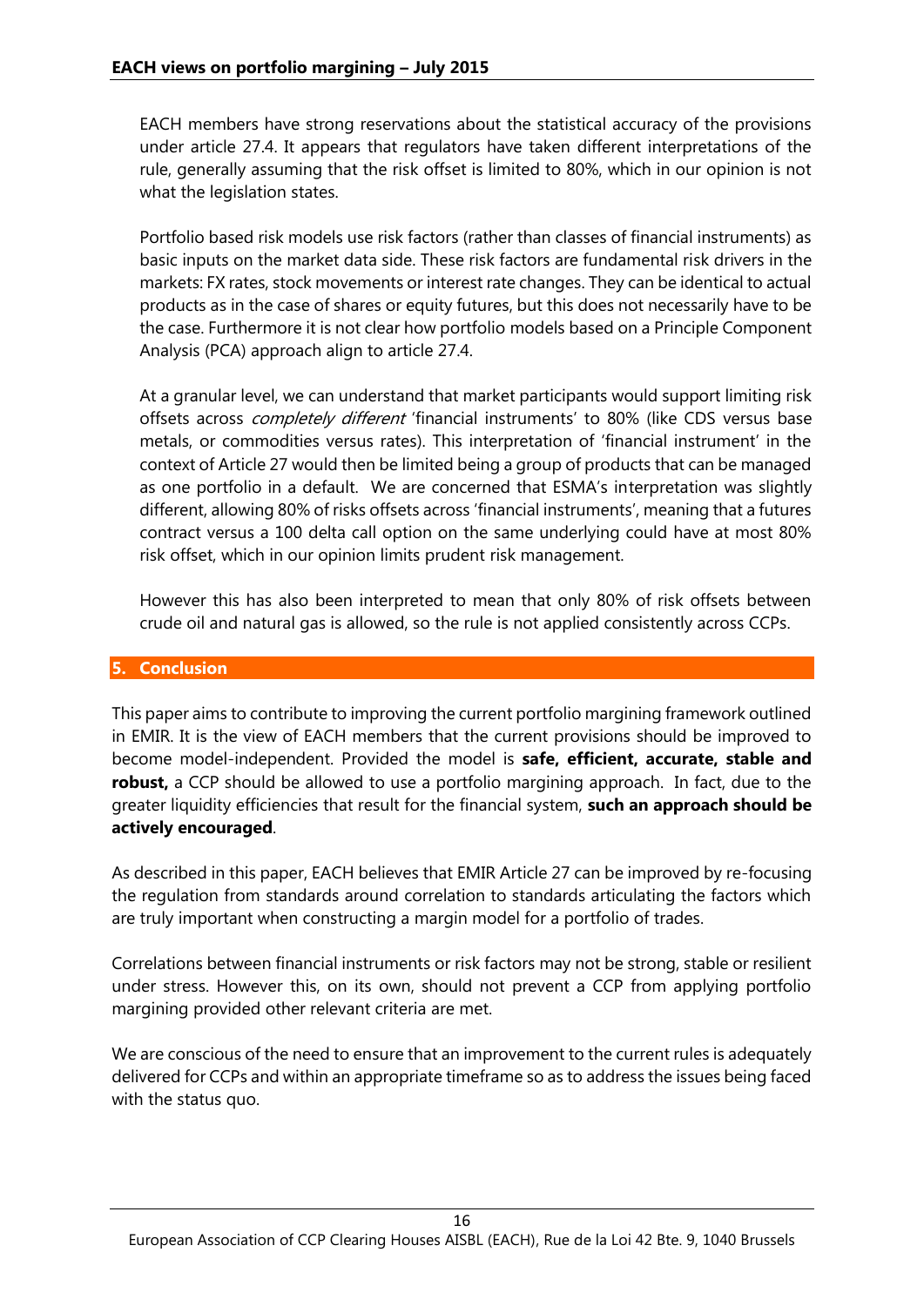EACH members have strong reservations about the statistical accuracy of the provisions under article 27.4. It appears that regulators have taken different interpretations of the rule, generally assuming that the risk offset is limited to 80%, which in our opinion is not what the legislation states.

Portfolio based risk models use risk factors (rather than classes of financial instruments) as basic inputs on the market data side. These risk factors are fundamental risk drivers in the markets: FX rates, stock movements or interest rate changes. They can be identical to actual products as in the case of shares or equity futures, but this does not necessarily have to be the case. Furthermore it is not clear how portfolio models based on a Principle Component Analysis (PCA) approach align to article 27.4.

At a granular level, we can understand that market participants would support limiting risk offsets across *completely different* 'financial instruments' to 80% (like CDS versus base metals, or commodities versus rates). This interpretation of 'financial instrument' in the context of Article 27 would then be limited being a group of products that can be managed as one portfolio in a default. We are concerned that ESMA's interpretation was slightly different, allowing 80% of risks offsets across 'financial instruments', meaning that a futures contract versus a 100 delta call option on the same underlying could have at most 80% risk offset, which in our opinion limits prudent risk management.

However this has also been interpreted to mean that only 80% of risk offsets between crude oil and natural gas is allowed, so the rule is not applied consistently across CCPs.

## 5. Conclusion

This paper aims to contribute to improving the current portfolio margining framework outlined in EMIR. It is the view of EACH members that the current provisions should be improved to become model-independent. Provided the model is **safe, efficient, accurate, stable and robust,** a CCP should be allowed to use a portfolio margining approach. In fact, due to the greater liquidity efficiencies that result for the financial system, **such an approach should be actively encouraged**.

As described in this paper, EACH believes that EMIR Article 27 can be improved by re-focusing the regulation from standards around correlation to standards articulating the factors which are truly important when constructing a margin model for a portfolio of trades.

Correlations between financial instruments or risk factors may not be strong, stable or resilient under stress. However this, on its own, should not prevent a CCP from applying portfolio margining provided other relevant criteria are met.

We are conscious of the need to ensure that an improvement to the current rules is adequately delivered for CCPs and within an appropriate timeframe so as to address the issues being faced with the status quo.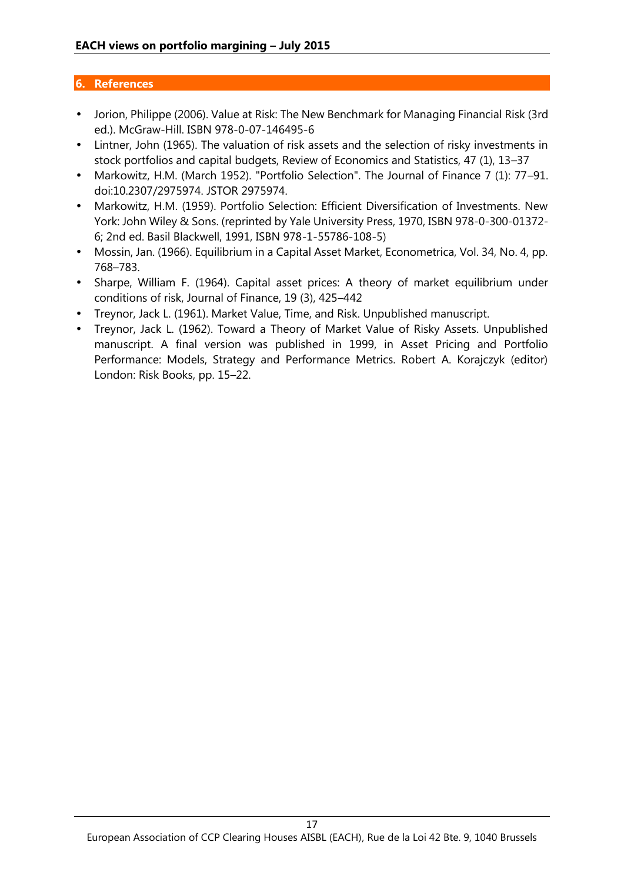## 6. References

- Jorion, Philippe (2006). Value at Risk: The New Benchmark for Managing Financial Risk (3rd ed.). McGraw-Hill. ISBN 978-0-07-146495-6
- Lintner, John (1965). The valuation of risk assets and the selection of risky investments in stock portfolios and capital budgets, Review of Economics and Statistics, 47 (1), 13–37
- Markowitz, H.M. (March 1952). "Portfolio Selection". The Journal of Finance 7 (1): 77–91. doi:10.2307/2975974. JSTOR 2975974.
- Markowitz, H.M. (1959). Portfolio Selection: Efficient Diversification of Investments. New York: John Wiley & Sons. (reprinted by Yale University Press, 1970, ISBN 978-0-300-01372-6; 2nd ed. Basil Blackwell, 1991, ISBN 978-1-55786-108-5)
- Mossin, Jan. (1966). Equilibrium in a Capital Asset Market, Econometrica, Vol. 34, No. 4, pp. 768–783.
- Sharpe, William F. (1964). Capital asset prices: A theory of market equilibrium under conditions of risk, Journal of Finance, 19 (3), 425–442
- Treynor, Jack L. (1961). Market Value, Time, and Risk. Unpublished manuscript.
- Treynor, Jack L. (1962). Toward a Theory of Market Value of Risky Assets. Unpublished manuscript. A final version was published in 1999, in Asset Pricing and Portfolio Performance: Models, Strategy and Performance Metrics. Robert A. Korajczyk (editor) London: Risk Books, pp. 15–22.